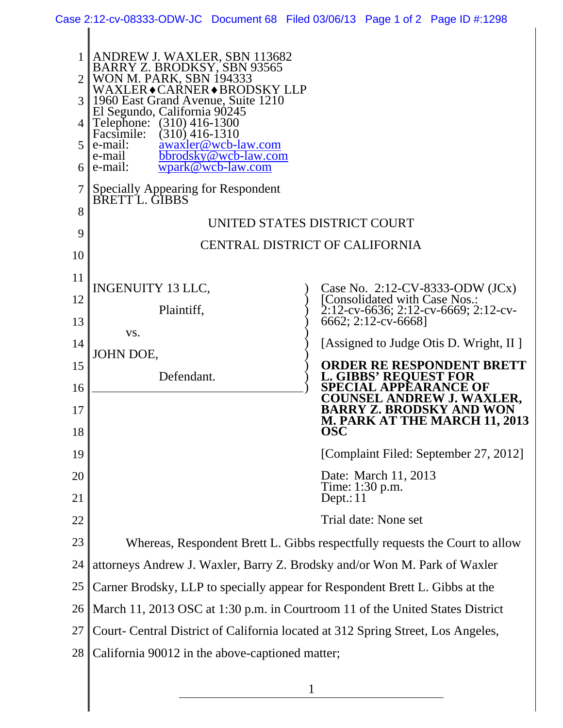ANDREW J. WAXLER, SBN 113682
BARRY Z. BRODKSY, SBN 93565
WON M. PARK, SBN 194333
WAXLER♦CARNER♦BRODSKY LLP
1960 East Grand Avenue, Suite 1210
El Segundo, California 90245
Telephone: (310) 416-1300
Facsimile: (310) 416-1310
e-mail: awaxler@wcb-law.com
e-mail bbrodsky@wcb-law.com
e-mail: wpark@wcb-law.com

Specially Appearing for Respondent
BRETT L. GIBBS

UNITED STATES DISTRICT COURT

CENTRAL DISTRICT OF CALIFORNIA

| | |
|---|---|
| INGENUITY 13 LLC,<br><br>Plaintiff,<br><br>vs.<br><br>JOHN DOE,<br><br>Defendant. | Case No. 2:12-CV-8333-ODW (JCx)<br>[Consolidated with Case Nos.: 2:12-cv-6636; 2:12-cv-6669; 2:12-cv-6662; 2:12-cv-6668]<br><br>[Assigned to Judge Otis D. Wright, II ]<br><br>**ORDER RE RESPONDENT BRETT L. GIBBS' REQUEST FOR SPECIAL APPEARANCE OF COUNSEL ANDREW J. WAXLER, BARRY Z. BRODSKY AND WON M. PARK AT THE MARCH 11, 2013 OSC**<br><br>[Complaint Filed: September 27, 2012]<br><br>Date: March 11, 2013<br>Time: 1:30 p.m.<br>Dept.: 11<br><br>Trial date: None set |

Whereas, Respondent Brett L. Gibbs respectfully requests the Court to allow attorneys Andrew J. Waxler, Barry Z. Brodsky and/or Won M. Park of Waxler Carner Brodsky, LLP to specially appear for Respondent Brett L. Gibbs at the March 11, 2013 OSC at 1:30 p.m. in Courtroom 11 of the United States District Court- Central District of California located at 312 Spring Street, Los Angeles, California 90012 in the above-captioned matter;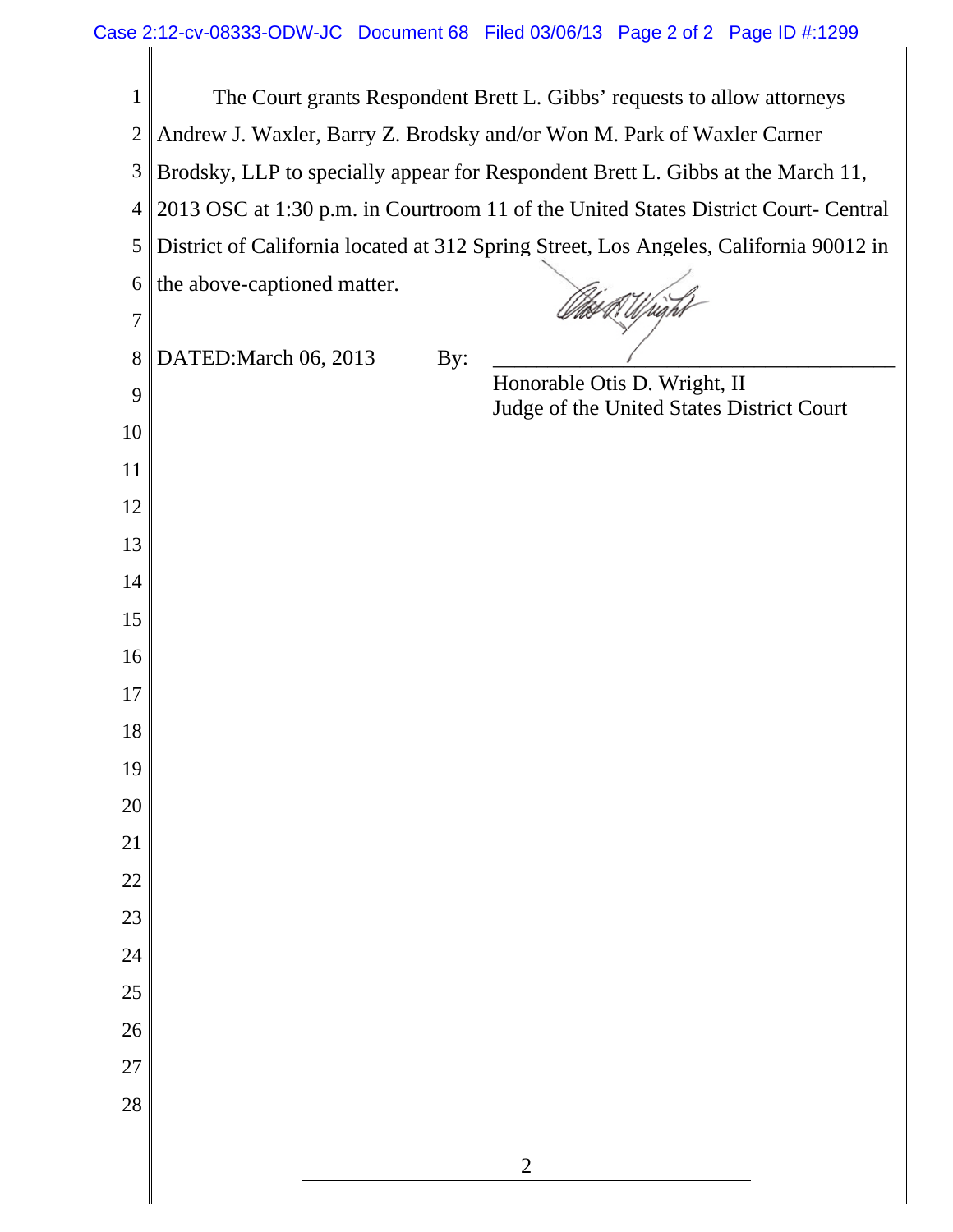The Court grants Respondent Brett L. Gibbs' requests to allow attorneys Andrew J. Waxler, Barry Z. Brodsky and/or Won M. Park of Waxler Carner Brodsky, LLP to specially appear for Respondent Brett L. Gibbs at the March 11, 2013 OSC at 1:30 p.m. in Courtroom 11 of the United States District Court- Central District of California located at 312 Spring Street, Los Angeles, California 90012 in the above-captioned matter.

DATED:March 06, 2013 By: ______________________________

Honorable Otis D. Wright, II
Judge of the United States District Court